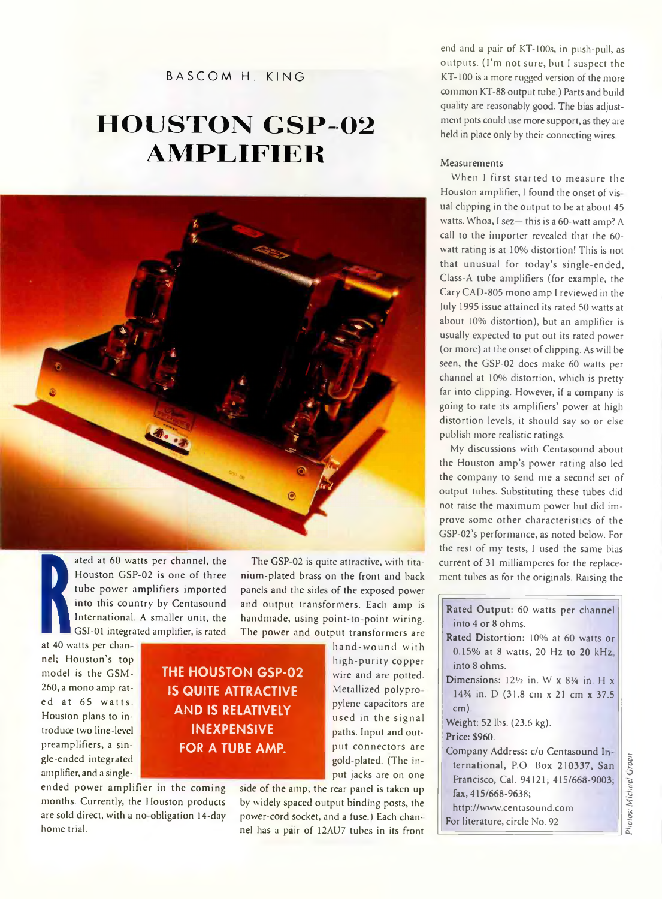BASCOM H. KING

# HOUSTON GSP-02 AMPLIFIER

Rated at 60 watts per channel, the Houston GSP-02 is one of three tube power amplifiers imported into this country by Centasound International. A smaller unit, the GSI-01 integrated amplifier, is rated at 40 watts per channel; Houston's top model is the GSM-260, a mono amp rated at 65 watts. Houston plans to introduce two line-level preamplifiers, a single-ended integrated amplifier, and a single-ended power amplifier in the coming months. Currently, the Houston products are sold direct, with a no-obligation 14-day home trial.

**THE HOUSTON GSP-02 IS QUITE ATTRACTIVE AND IS RELATIVELY INEXPENSIVE FOR A TUBE AMP.**

The GSP-02 is quite attractive, with titanium-plated brass on the front and back panels and the sides of the exposed power and output transformers. Each amp is handmade, using point-to-point wiring. The power and output transformers are hand-wound with high-purity copper wire and are potted. Metallized polypropylene capacitors are used in the signal paths. Input and output connectors are gold-plated. (The input jacks are on one side of the amp; the rear panel is taken up by widely spaced output binding posts, the power-cord socket, and a fuse.) Each channel has a pair of 12AU7 tubes in its front end and a pair of KT-100s, in push-pull, as outputs. (I'm not sure, but I suspect the KT-100 is a more rugged version of the more common KT-88 output tube.) Parts and build quality are reasonably good. The bias adjustment pots could use more support, as they are held in place only by their connecting wires.

### Measurements

When I first started to measure the Houston amplifier, I found the onset of visual clipping in the output to be at about 45 watts. Whoa, I sez—this is a 60-watt amp? A call to the importer revealed that the 60-watt rating is at 10% distortion! This is not that unusual for today's single-ended, Class-A tube amplifiers (for example, the Cary CAD-805 mono amp I reviewed in the July 1995 issue attained its rated 50 watts at about 10% distortion), but an amplifier is usually expected to put out its rated power (or more) at the onset of clipping. As will be seen, the GSP-02 does make 60 watts per channel at 10% distortion, which is pretty far into clipping. However, if a company is going to rate its amplifiers' power at high distortion levels, it should say so or else publish more realistic ratings.

My discussions with Centasound about the Houston amp's power rating also led the company to send me a second set of output tubes. Substituting these tubes did not raise the maximum power but did improve some other characteristics of the GSP-02's performance, as noted below. For the rest of my tests, I used the same bias current of 31 milliamperes for the replacement tubes as for the originals. Raising the

**Rated Output:** 60 watts per channel into 4 or 8 ohms.

**Rated Distortion:** 10% at 60 watts or 0.15% at 8 watts, 20 Hz to 20 kHz, into 8 ohms.

**Dimensions:** 12½ in. W x 8¼ in. H x 14¾ in. D (31.8 cm x 21 cm x 37.5 cm).

**Weight:** 52 lbs. (23.6 kg).

**Price:** $960.

**Company Address:** c/o Centasound International, P.O. Box 210337, San Francisco, Cal. 94121; 415/668-9003; fax, 415/668-9638; http://www.centasound.com

For literature, circle No. 92

Photos: Michael Groen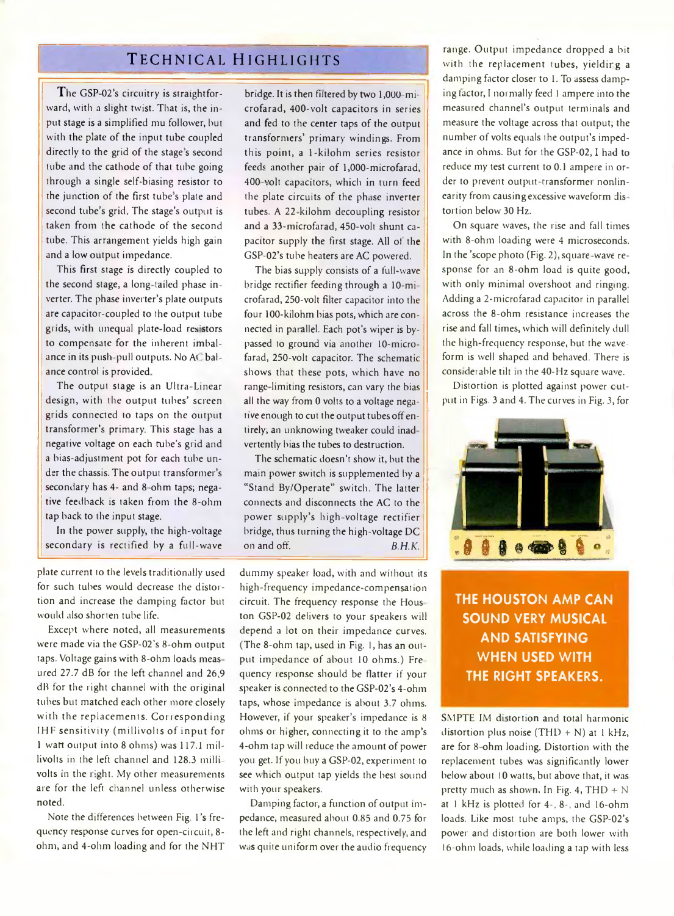## TECHNICAL HIGHLIGHTS

The GSP-02's circuitry is straightforward, with a slight twist. That is, the input stage is a simplified mu follower, but with the plate of the input tube coupled directly to the grid of the stage's second tube and the cathode of that tube going through a single self-biasing resistor to the junction of the first tube's plate and second tube's grid. The stage's output is taken from the cathode of the second tube. This arrangement yields high gain and a low output impedance.

This first stage is directly coupled to the second stage, a long-tailed phase inverter. The phase inverter's plate outputs are capacitor-coupled to the output tube grids, with unequal plate-load resistors to compensate for the inherent imbalance in its push-pull outputs. No AC balance control is provided.

The output stage is an Ultra-Linear design, with the output tubes' screen grids connected to taps on the output transformer's primary. This stage has a negative voltage on each tube's grid and a bias-adjustment pot for each tube under the chassis. The output transformer's secondary has 4- and 8-ohm taps; negative feedback is taken from the 8-ohm tap back to the input stage.

In the power supply, the high-voltage secondary is rectified by a full-wave bridge. It is then filtered by two 1,000-microfarad, 400-volt capacitors in series and fed to the center taps of the output transformers' primary windings. From this point, a 1-kilohm series resistor feeds another pair of 1,000-microfarad, 400-volt capacitors, which in turn feed the plate circuits of the phase inverter tubes. A 22-kilohm decoupling resistor and a 33-microfarad, 450-volt shunt capacitor supply the first stage. All of the GSP-02's tube heaters are AC powered.

The bias supply consists of a full-wave bridge rectifier feeding through a 10-microfarad, 250-volt filter capacitor into the four 100-kilohm bias pots, which are connected in parallel. Each pot's wiper is bypassed to ground via another 10-microfarad, 250-volt capacitor. The schematic shows that these pots, which have no range-limiting resistors, can vary the bias all the way from 0 volts to a voltage negative enough to cut the output tubes off entirely; an unknowing tweaker could inadvertently bias the tubes to destruction.

The schematic doesn't show it, but the main power switch is supplemented by a "Stand By/Operate" switch. The latter connects and disconnects the AC to the power supply's high-voltage rectifier bridge, thus turning the high-voltage DC on and off. *B.H.K.*

plate current to the levels traditionally used for such tubes would decrease the distortion and increase the damping factor but would also shorten tube life.

Except where noted, all measurements were made via the GSP-02's 8-ohm output taps. Voltage gains with 8-ohm loads measured 27.7 dB for the left channel and 26.9 dB for the right channel with the original tubes but matched each other more closely with the replacements. Corresponding IHF sensitivity (millivolts of input for 1 watt output into 8 ohms) was 117.1 millivolts in the left channel and 128.3 millivolts in the right. My other measurements are for the left channel unless otherwise noted.

Note the differences between Fig. 1's frequency response curves for open-circuit, 8-ohm, and 4-ohm loading and for the NHT dummy speaker load, with and without its high-frequency impedance-compensation circuit. The frequency response the Houston GSP-02 delivers to your speakers will depend a lot on their impedance curves. (The 8-ohm tap, used in Fig. 1, has an output impedance of about 10 ohms.) Frequency response should be flatter if your speaker is connected to the GSP-02's 4-ohm taps, whose impedance is about 3.7 ohms. However, if your speaker's impedance is 8 ohms or higher, connecting it to the amp's 4-ohm tap will reduce the amount of power you get. If you buy a GSP-02, experiment to see which output tap yields the best sound with your speakers.

Damping factor, a function of output impedance, measured about 0.85 and 0.75 for the left and right channels, respectively, and was quite uniform over the audio frequency range. Output impedance dropped a bit with the replacement tubes, yielding a damping factor closer to 1. To assess damping factor, I normally feed 1 ampere into the measured channel's output terminals and measure the voltage across that output; the number of volts equals the output's impedance in ohms. But for the GSP-02, I had to reduce my test current to 0.1 ampere in order to prevent output-transformer nonlinearity from causing excessive waveform distortion below 30 Hz.

On square waves, the rise and fall times with 8-ohm loading were 4 microseconds. In the 'scope photo (Fig. 2), square-wave response for an 8-ohm load is quite good, with only minimal overshoot and ringing. Adding a 2-microfarad capacitor in parallel across the 8-ohm resistance increases the rise and fall times, which will definitely dull the high-frequency response, but the waveform is well shaped and behaved. There is considerable tilt in the 40-Hz square wave.

Distortion is plotted against power output in Figs. 3 and 4. The curves in Fig. 3, for SMPTE IM distortion and total harmonic distortion plus noise (THD + N) at 1 kHz, are for 8-ohm loading. Distortion with the replacement tubes was significantly lower below about 10 watts, but above that, it was pretty much as shown. In Fig. 4, THD + N at 1 kHz is plotted for 4-, 8-, and 16-ohm loads. Like most tube amps, the GSP-02's power and distortion are both lower with 16-ohm loads, while loading a tap with less

**THE HOUSTON AMP CAN SOUND VERY MUSICAL AND SATISFYING WHEN USED WITH THE RIGHT SPEAKERS.**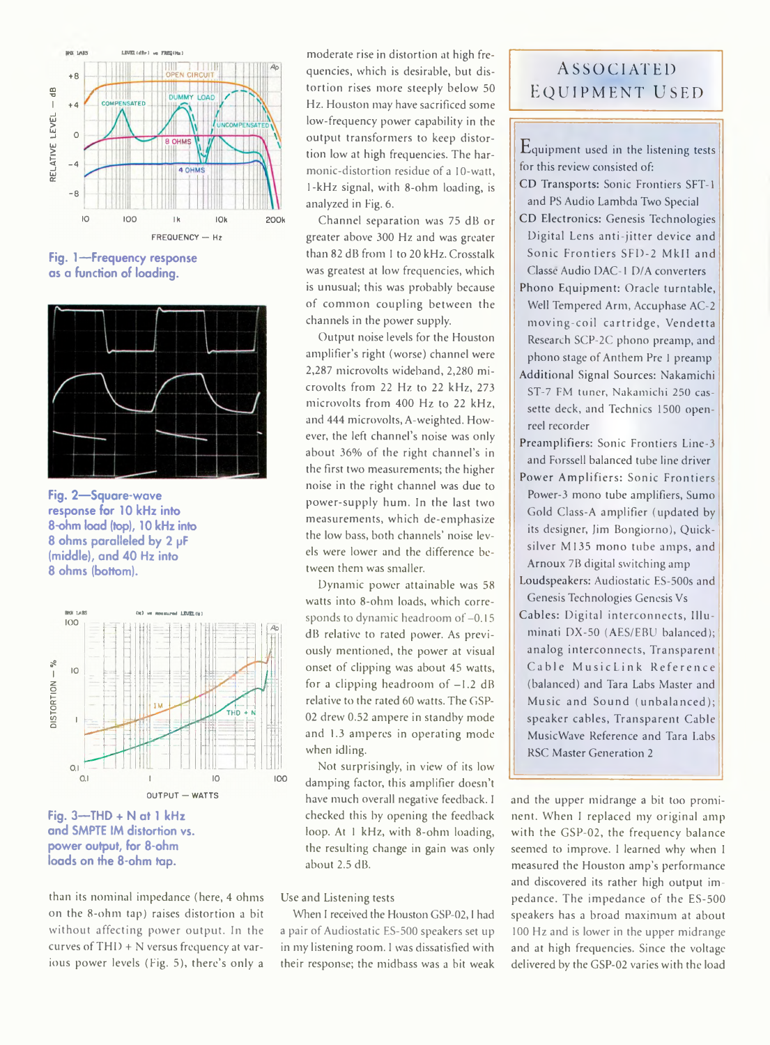Fig. 1—Frequency response as a function of loading.

Fig. 2—Square-wave response for 10 kHz into 8-ohm load (top), 10 kHz into 8 ohms paralleled by 2 µF (middle), and 40 Hz into 8 ohms (bottom).

Fig. 3—THD + N at 1 kHz and SMPTE IM distortion vs. power output, for 8-ohm loads on the 8-ohm tap.

than its nominal impedance (here, 4 ohms on the 8-ohm tap) raises distortion a bit without affecting power output. In the curves of THD + N versus frequency at various power levels (Fig. 5), there's only a moderate rise in distortion at high frequencies, which is desirable, but distortion rises more steeply below 50 Hz. Houston may have sacrificed some low-frequency power capability in the output transformers to keep distortion low at high frequencies. The harmonic-distortion residue of a 10-watt, 1-kHz signal, with 8-ohm loading, is analyzed in Fig. 6.

Channel separation was 75 dB or greater above 300 Hz and was greater than 82 dB from 1 to 20 kHz. Crosstalk was greatest at low frequencies, which is unusual; this was probably because of common coupling between the channels in the power supply.

Output noise levels for the Houston amplifier's right (worse) channel were 2,287 microvolts wideband, 2,280 microvolts from 22 Hz to 22 kHz, 273 microvolts from 400 Hz to 22 kHz, and 444 microvolts, A-weighted. However, the left channel's noise was only about 36% of the right channel's in the first two measurements; the higher noise in the right channel was due to power-supply hum. In the last two measurements, which de-emphasize the low bass, both channels' noise levels were lower and the difference between them was smaller.

Dynamic power attainable was 58 watts into 8-ohm loads, which corresponds to dynamic headroom of –0.15 dB relative to rated power. As previously mentioned, the power at visual onset of clipping was about 45 watts, for a clipping headroom of –1.2 dB relative to the rated 60 watts. The GSP-02 drew 0.52 ampere in standby mode and 1.3 amperes in operating mode when idling.

Not surprisingly, in view of its low damping factor, this amplifier doesn't have much overall negative feedback. I checked this by opening the feedback loop. At 1 kHz, with 8-ohm loading, the resulting change in gain was only about 2.5 dB.

## Use and Listening tests

When I received the Houston GSP-02, I had a pair of Audiostatic ES-500 speakers set up in my listening room. I was dissatisfied with their response; the midbass was a bit weak and the upper midrange a bit too prominent. When I replaced my original amp with the GSP-02, the frequency balance seemed to improve. I learned why when I measured the Houston amp's performance and discovered its rather high output impedance. The impedance of the ES-500 speakers has a broad maximum at about 100 Hz and is lower in the upper midrange and at high frequencies. Since the voltage delivered by the GSP-02 varies with the load

## Associated Equipment Used

Equipment used in the listening tests for this review consisted of:

**CD Transports:** Sonic Frontiers SFT-1 and PS Audio Lambda Two Special

**CD Electronics:** Genesis Technologies Digital Lens anti-jitter device and Sonic Frontiers SFD-2 MkII and Classé Audio DAC-1 D/A converters

**Phono Equipment:** Oracle turntable, Well Tempered Arm, Accuphase AC-2 moving-coil cartridge, Vendetta Research SCP-2C phono preamp, and phono stage of Anthem Pre 1 preamp

**Additional Signal Sources:** Nakamichi ST-7 FM tuner, Nakamichi 250 cassette deck, and Technics 1500 open-reel recorder

**Preamplifiers:** Sonic Frontiers Line-3 and Forssell balanced tube line driver

**Power Amplifiers:** Sonic Frontiers Power-3 mono tube amplifiers, Sumo Gold Class-A amplifier (updated by its designer, Jim Bongiorno), Quicksilver M135 mono tube amps, and Arnoux 7B digital switching amp

**Loudspeakers:** Audiostatic ES-500s and Genesis Technologies Genesis Vs

**Cables:** Digital interconnects, Illuminati DX-50 (AES/EBU balanced); analog interconnects, Transparent Cable MusicLink Reference (balanced) and Tara Labs Master and Music and Sound (unbalanced); speaker cables, Transparent Cable MusicWave Reference and Tara Labs RSC Master Generation 2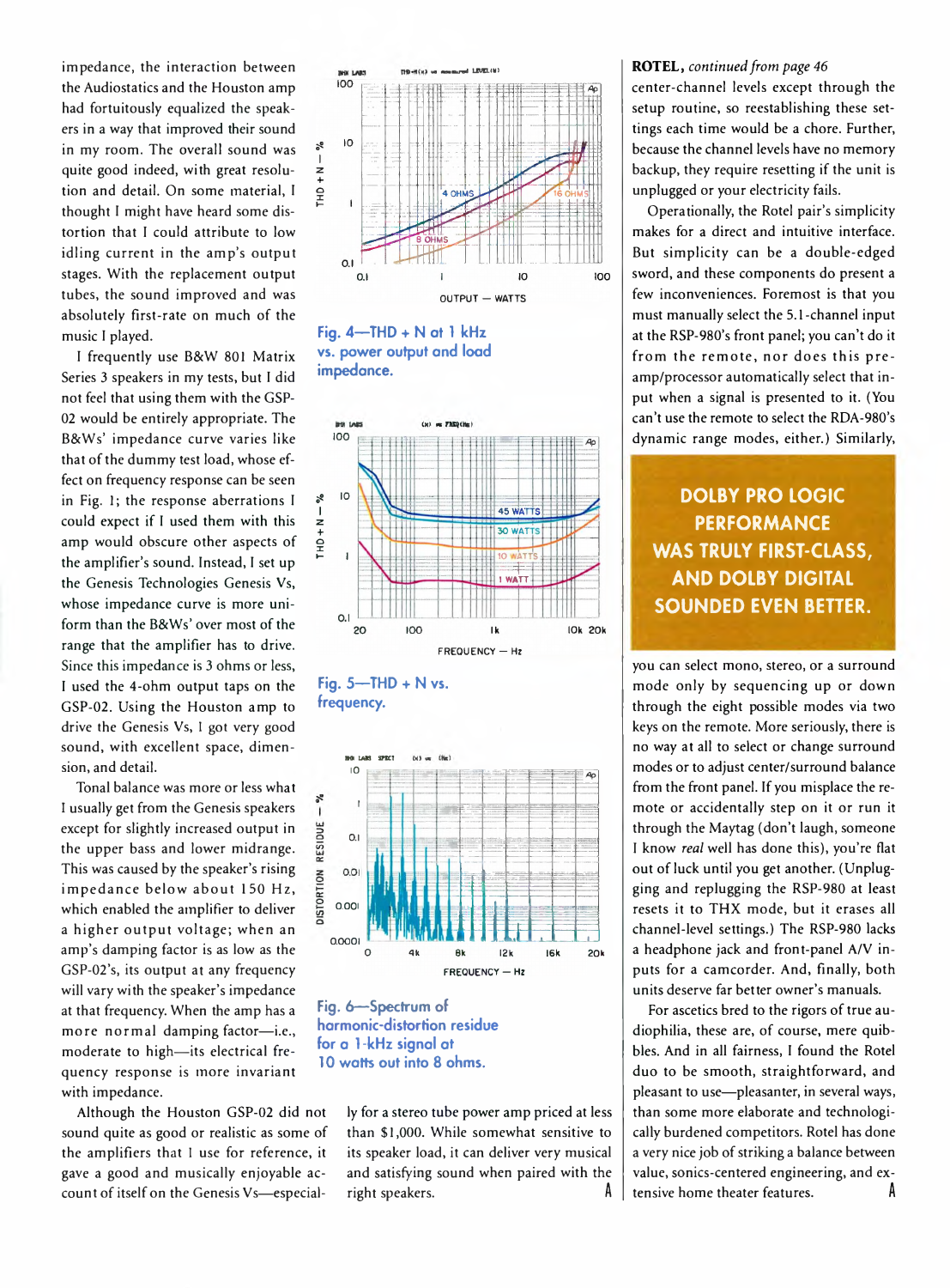impedance, the interaction between the Audiostatics and the Houston amp had fortuitously equalized the speakers in a way that improved their sound in my room. The overall sound was quite good indeed, with great resolution and detail. On some material, I thought I might have heard some distortion that I could attribute to low idling current in the amp's output stages. With the replacement output tubes, the sound improved and was absolutely first-rate on much of the music I played.

I frequently use B&W 801 Matrix Series 3 speakers in my tests, but I did not feel that using them with the GSP-02 would be entirely appropriate. The B&Ws' impedance curve varies like that of the dummy test load, whose effect on frequency response can be seen in Fig. 1; the response aberrations I could expect if I used them with this amp would obscure other aspects of the amplifier's sound. Instead, I set up the Genesis Technologies Genesis Vs, whose impedance curve is more uniform than the B&Ws' over most of the range that the amplifier has to drive. Since this impedance is 3 ohms or less, I used the 4-ohm output taps on the GSP-02. Using the Houston amp to drive the Genesis Vs, I got very good sound, with excellent space, dimension, and detail.

Tonal balance was more or less what I usually get from the Genesis speakers except for slightly increased output in the upper bass and lower midrange. This was caused by the speaker's rising impedance below about 150 Hz, which enabled the amplifier to deliver a higher output voltage; when an amp's damping factor is as low as the GSP-02's, its output at any frequency will vary with the speaker's impedance at that frequency. When the amp has a more normal damping factor—i.e., moderate to high—its electrical frequency response is more invariant with impedance.

Although the Houston GSP-02 did not sound quite as good or realistic as some of the amplifiers that I use for reference, it gave a good and musically enjoyable account of itself on the Genesis Vs—especially for a stereo tube power amp priced at less than $1,000. While somewhat sensitive to its speaker load, it can deliver very musical and satisfying sound when paired with the right speakers.

BHH LABS
THD+N vs measured LEVEL(W)
100
10
1
0.1
THD + N — %
0.1
1
10
100
OUTPUT — WATTS
4 OHMS
8 OHMS
16 OHMS
Ap

**Fig. 4—THD + N at 1 kHz vs. power output and load impedance.**

BHH LABS
(%) vs FREQ(Hz)
100
10
1
0.1
THD + N — %
20
100
1k
10k
20k
FREQUENCY — Hz
45 WATTS
30 WATTS
10 WATTS
1 WATT
Ap

**Fig. 5—THD + N vs. frequency.**

BHH LABS SPECT (%) vs (Hz)
10
1
0.1
0.01
0.001
0.0001
DISTORTION RESIDUE — %
0
4k
8k
12k
16k
20k
FREQUENCY — Hz
Ap

**Fig. 6—Spectrum of harmonic-distortion residue for a 1-kHz signal at 10 watts out into 8 ohms.**

**ROTEL,** *continued from page 46*

center-channel levels except through the setup routine, so reestablishing these settings each time would be a chore. Further, because the channel levels have no memory backup, they require resetting if the unit is unplugged or your electricity fails.

Operationally, the Rotel pair's simplicity makes for a direct and intuitive interface. But simplicity can be a double-edged sword, and these components do present a few inconveniences. Foremost is that you must manually select the 5.1-channel input at the RSP-980's front panel; you can't do it from the remote, nor does this preamp/processor automatically select that input when a signal is presented to it. (You can't use the remote to select the RDA-980's dynamic range modes, either.) Similarly,

**DOLBY PRO LOGIC PERFORMANCE WAS TRULY FIRST-CLASS, AND DOLBY DIGITAL SOUNDED EVEN BETTER.**

you can select mono, stereo, or a surround mode only by sequencing up or down through the eight possible modes via two keys on the remote. More seriously, there is no way at all to select or change surround modes or to adjust center/surround balance from the front panel. If you misplace the remote or accidentally step on it or run it through the Maytag (don't laugh, someone I know *real* well has done this), you're flat out of luck until you get another. (Unplugging and replugging the RSP-980 at least resets it to THX mode, but it erases all channel-level settings.) The RSP-980 lacks a headphone jack and front-panel A/V inputs for a camcorder. And, finally, both units deserve far better owner's manuals.

For ascetics bred to the rigors of true audiophilia, these are, of course, mere quibbles. And in all fairness, I found the Rotel duo to be smooth, straightforward, and pleasant to use—pleasanter, in several ways, than some more elaborate and technologically burdened competitors. Rotel has done a very nice job of striking a balance between value, sonics-centered engineering, and extensive home theater features.